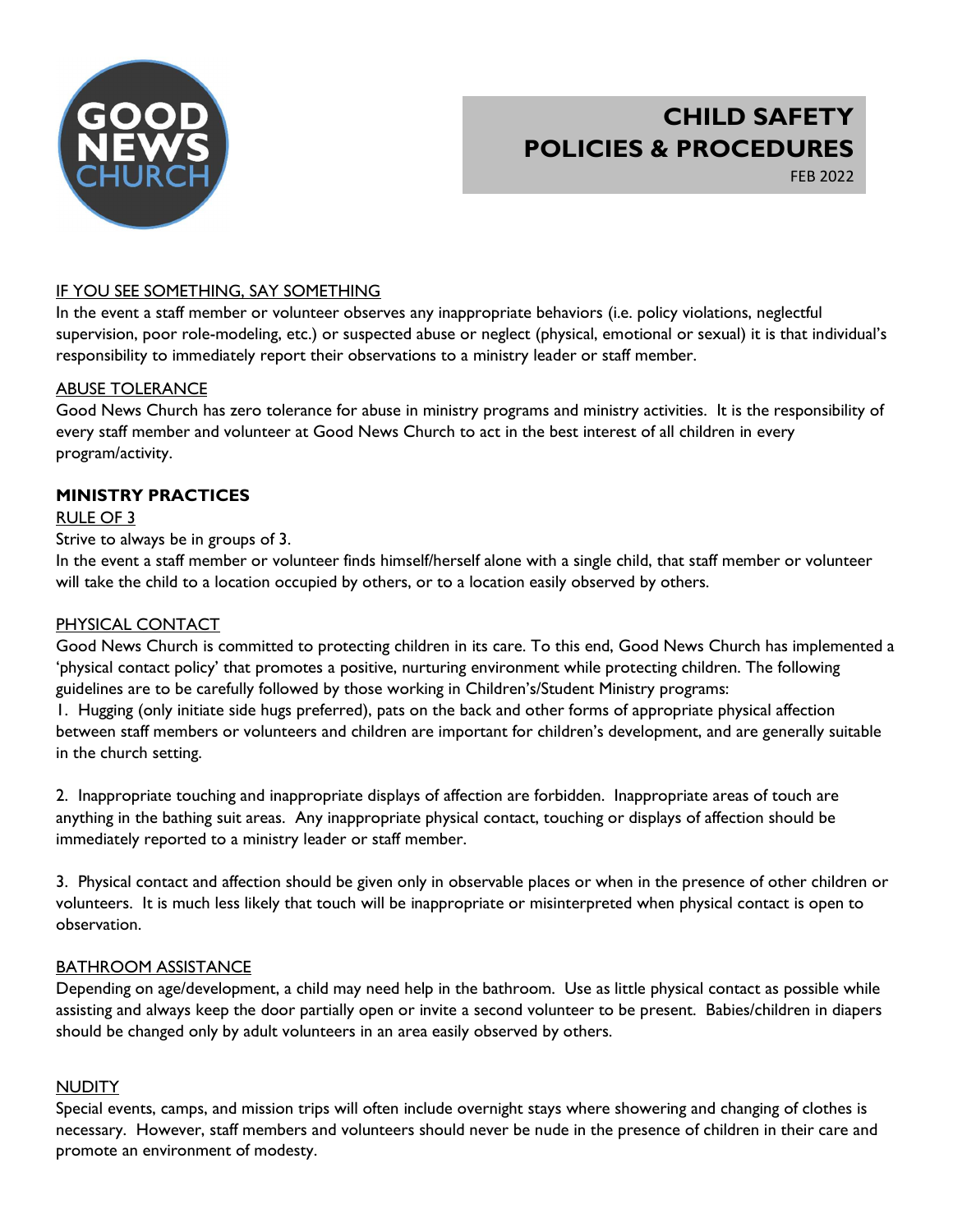GOOD NEWS CHURCH

# CHILD SAFETY POLICIES & PROCEDURES

FEB 2022

IF YOU SEE SOMETHING, SAY SOMETHING

In the event a staff member or volunteer observes any inappropriate behaviors (i.e. policy violations, neglectful supervision, poor role-modeling, etc.) or suspected abuse or neglect (physical, emotional or sexual) it is that individual's responsibility to immediately report their observations to a ministry leader or staff member.

ABUSE TOLERANCE

Good News Church has zero tolerance for abuse in ministry programs and ministry activities. It is the responsibility of every staff member and volunteer at Good News Church to act in the best interest of all children in every program/activity.

## MINISTRY PRACTICES

RULE OF 3

Strive to always be in groups of 3.
In the event a staff member or volunteer finds himself/herself alone with a single child, that staff member or volunteer will take the child to a location occupied by others, or to a location easily observed by others.

PHYSICAL CONTACT

Good News Church is committed to protecting children in its care. To this end, Good News Church has implemented a 'physical contact policy' that promotes a positive, nurturing environment while protecting children. The following guidelines are to be carefully followed by those working in Children's/Student Ministry programs:

1. Hugging (only initiate side hugs preferred), pats on the back and other forms of appropriate physical affection between staff members or volunteers and children are important for children's development, and are generally suitable in the church setting.

2. Inappropriate touching and inappropriate displays of affection are forbidden. Inappropriate areas of touch are anything in the bathing suit areas. Any inappropriate physical contact, touching or displays of affection should be immediately reported to a ministry leader or staff member.

3. Physical contact and affection should be given only in observable places or when in the presence of other children or volunteers. It is much less likely that touch will be inappropriate or misinterpreted when physical contact is open to observation.

BATHROOM ASSISTANCE

Depending on age/development, a child may need help in the bathroom. Use as little physical contact as possible while assisting and always keep the door partially open or invite a second volunteer to be present. Babies/children in diapers should be changed only by adult volunteers in an area easily observed by others.

NUDITY

Special events, camps, and mission trips will often include overnight stays where showering and changing of clothes is necessary. However, staff members and volunteers should never be nude in the presence of children in their care and promote an environment of modesty.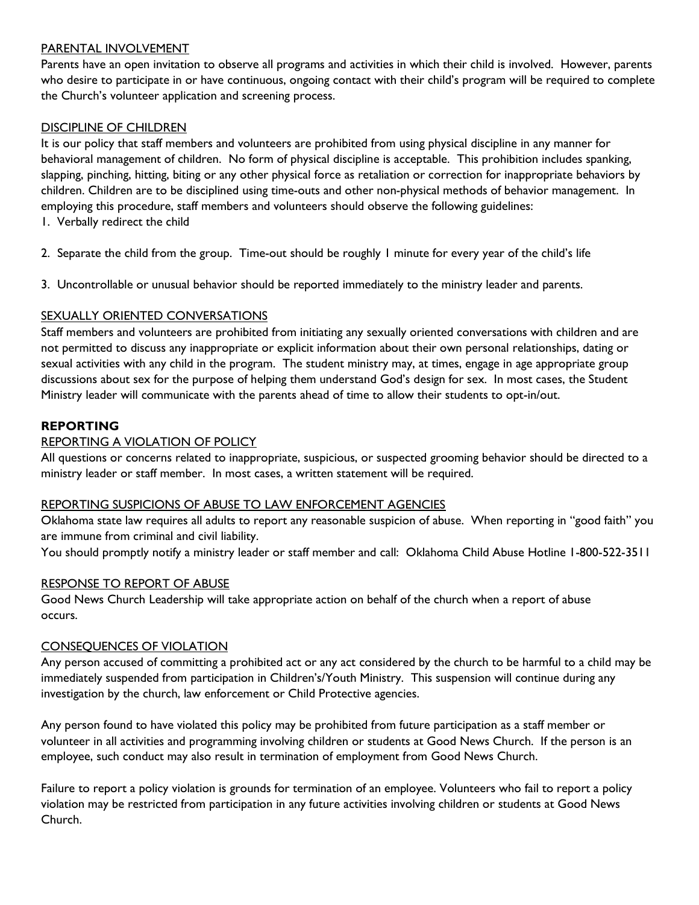PARENTAL INVOLVEMENT

Parents have an open invitation to observe all programs and activities in which their child is involved. However, parents who desire to participate in or have continuous, ongoing contact with their child's program will be required to complete the Church's volunteer application and screening process.

DISCIPLINE OF CHILDREN

It is our policy that staff members and volunteers are prohibited from using physical discipline in any manner for behavioral management of children. No form of physical discipline is acceptable. This prohibition includes spanking, slapping, pinching, hitting, biting or any other physical force as retaliation or correction for inappropriate behaviors by children. Children are to be disciplined using time-outs and other non-physical methods of behavior management. In employing this procedure, staff members and volunteers should observe the following guidelines:

1. Verbally redirect the child

2. Separate the child from the group. Time-out should be roughly 1 minute for every year of the child's life

3. Uncontrollable or unusual behavior should be reported immediately to the ministry leader and parents.

SEXUALLY ORIENTED CONVERSATIONS

Staff members and volunteers are prohibited from initiating any sexually oriented conversations with children and are not permitted to discuss any inappropriate or explicit information about their own personal relationships, dating or sexual activities with any child in the program. The student ministry may, at times, engage in age appropriate group discussions about sex for the purpose of helping them understand God's design for sex. In most cases, the Student Ministry leader will communicate with the parents ahead of time to allow their students to opt-in/out.

**REPORTING**

REPORTING A VIOLATION OF POLICY

All questions or concerns related to inappropriate, suspicious, or suspected grooming behavior should be directed to a ministry leader or staff member. In most cases, a written statement will be required.

REPORTING SUSPICIONS OF ABUSE TO LAW ENFORCEMENT AGENCIES

Oklahoma state law requires all adults to report any reasonable suspicion of abuse. When reporting in "good faith" you are immune from criminal and civil liability.
You should promptly notify a ministry leader or staff member and call: Oklahoma Child Abuse Hotline 1-800-522-3511

RESPONSE TO REPORT OF ABUSE

Good News Church Leadership will take appropriate action on behalf of the church when a report of abuse occurs.

CONSEQUENCES OF VIOLATION

Any person accused of committing a prohibited act or any act considered by the church to be harmful to a child may be immediately suspended from participation in Children's/Youth Ministry. This suspension will continue during any investigation by the church, law enforcement or Child Protective agencies.

Any person found to have violated this policy may be prohibited from future participation as a staff member or volunteer in all activities and programming involving children or students at Good News Church. If the person is an employee, such conduct may also result in termination of employment from Good News Church.

Failure to report a policy violation is grounds for termination of an employee. Volunteers who fail to report a policy violation may be restricted from participation in any future activities involving children or students at Good News Church.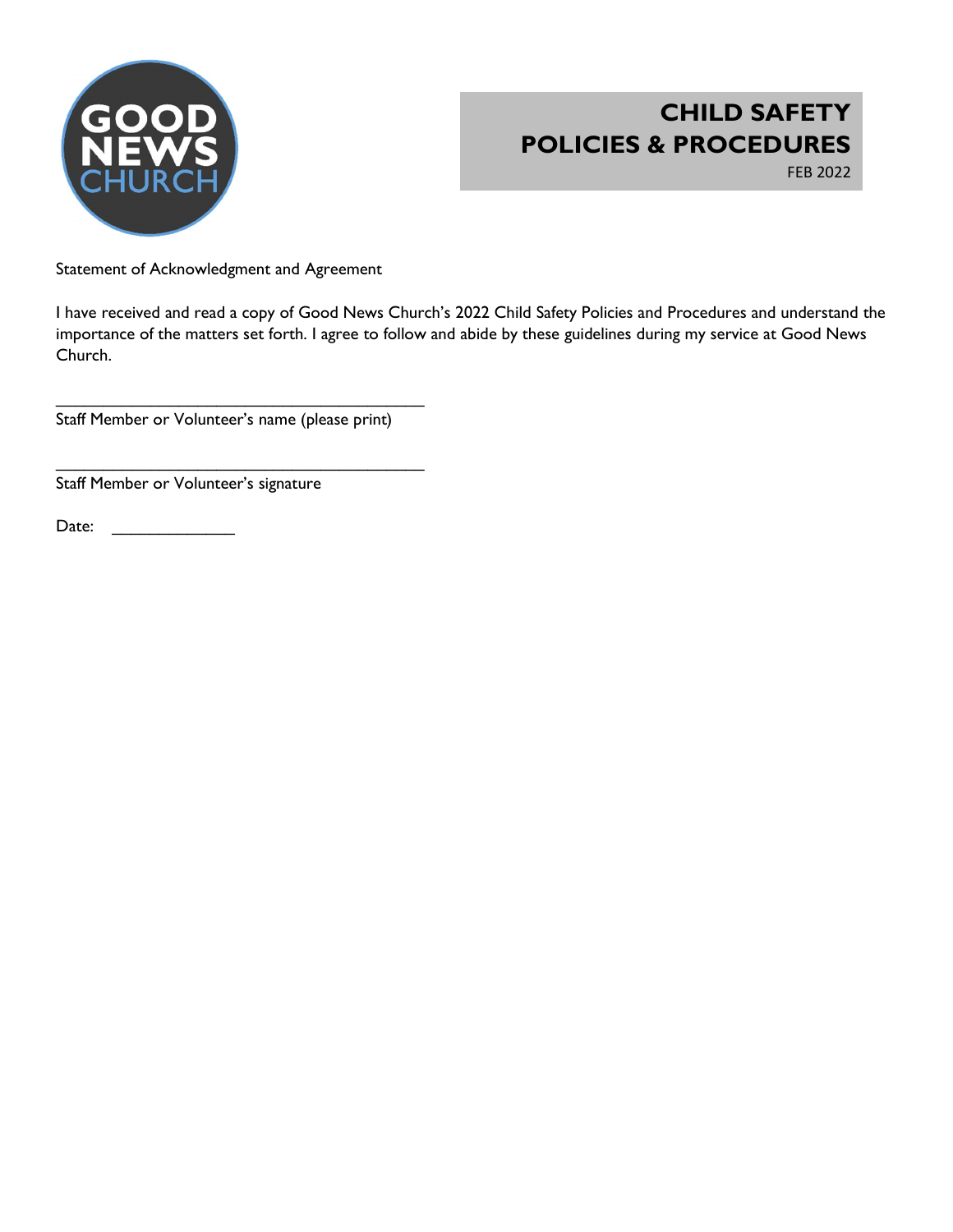GOOD NEWS CHURCH

# CHILD SAFETY POLICIES & PROCEDURES

FEB 2022

Statement of Acknowledgment and Agreement

I have received and read a copy of Good News Church's 2022 Child Safety Policies and Procedures and understand the importance of the matters set forth. I agree to follow and abide by these guidelines during my service at Good News Church.

\_\_\_\_\_\_\_\_\_\_\_\_\_\_\_\_\_\_\_\_\_\_\_\_\_\_\_\_\_\_\_\_\_\_\_\_\_\_\_\_\_\_

Staff Member or Volunteer's name (please print)

\_\_\_\_\_\_\_\_\_\_\_\_\_\_\_\_\_\_\_\_\_\_\_\_\_\_\_\_\_\_\_\_\_\_\_\_\_\_\_\_\_\_

Staff Member or Volunteer's signature

Date: \_\_\_\_\_\_\_\_\_\_\_\_\_\_